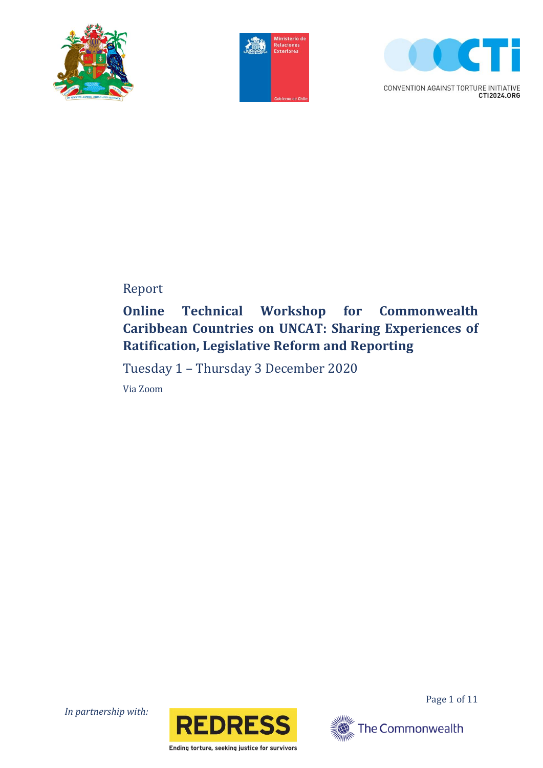Report

# Online Technical Workshop for Commonwealth Caribbean Countries on UNCAT: Sharing Experiences of Ratification, Legislative Reform and Reporting

Tuesday 1 – Thursday 3 December 2020

Via Zoom

*In partnership with:*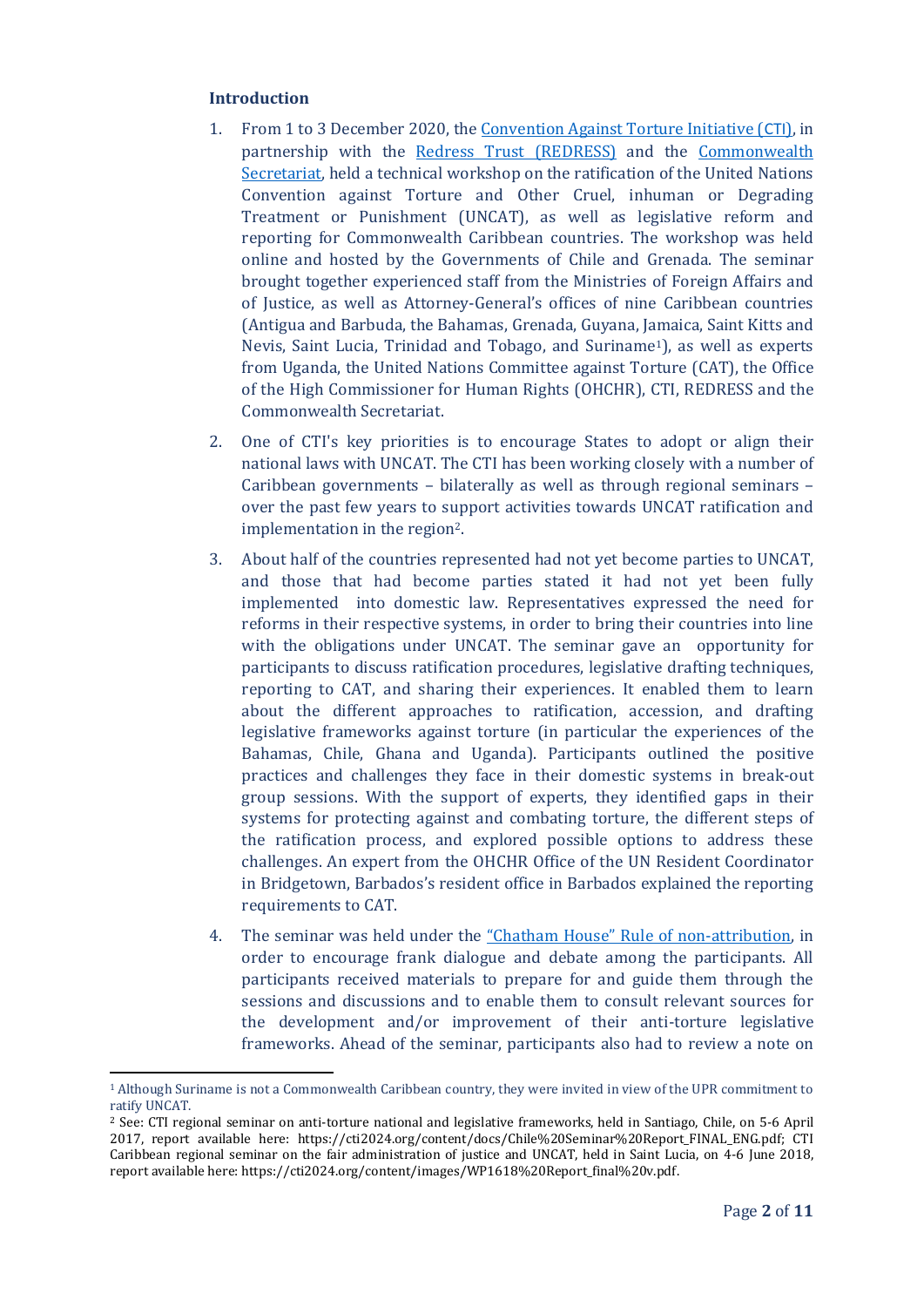## Introduction

1. From 1 to 3 December 2020, the Convention Against Torture Initiative (CTI), in partnership with the Redress Trust (REDRESS) and the Commonwealth Secretariat, held a technical workshop on the ratification of the United Nations Convention against Torture and Other Cruel, inhuman or Degrading Treatment or Punishment (UNCAT), as well as legislative reform and reporting for Commonwealth Caribbean countries. The workshop was held online and hosted by the Governments of Chile and Grenada. The seminar brought together experienced staff from the Ministries of Foreign Affairs and of Justice, as well as Attorney-General's offices of nine Caribbean countries (Antigua and Barbuda, the Bahamas, Grenada, Guyana, Jamaica, Saint Kitts and Nevis, Saint Lucia, Trinidad and Tobago, and Suriname[1]), as well as experts from Uganda, the United Nations Committee against Torture (CAT), the Office of the High Commissioner for Human Rights (OHCHR), CTI, REDRESS and the Commonwealth Secretariat.

2. One of CTI's key priorities is to encourage States to adopt or align their national laws with UNCAT. The CTI has been working closely with a number of Caribbean governments – bilaterally as well as through regional seminars – over the past few years to support activities towards UNCAT ratification and implementation in the region[2].

3. About half of the countries represented had not yet become parties to UNCAT, and those that had become parties stated it had not yet been fully implemented into domestic law. Representatives expressed the need for reforms in their respective systems, in order to bring their countries into line with the obligations under UNCAT. The seminar gave an opportunity for participants to discuss ratification procedures, legislative drafting techniques, reporting to CAT, and sharing their experiences. It enabled them to learn about the different approaches to ratification, accession, and drafting legislative frameworks against torture (in particular the experiences of the Bahamas, Chile, Ghana and Uganda). Participants outlined the positive practices and challenges they face in their domestic systems in break-out group sessions. With the support of experts, they identified gaps in their systems for protecting against and combating torture, the different steps of the ratification process, and explored possible options to address these challenges. An expert from the OHCHR Office of the UN Resident Coordinator in Bridgetown, Barbados's resident office in Barbados explained the reporting requirements to CAT.

4. The seminar was held under the "Chatham House" Rule of non-attribution, in order to encourage frank dialogue and debate among the participants. All participants received materials to prepare for and guide them through the sessions and discussions and to enable them to consult relevant sources for the development and/or improvement of their anti-torture legislative frameworks. Ahead of the seminar, participants also had to review a note on

---

[1] Although Suriname is not a Commonwealth Caribbean country, they were invited in view of the UPR commitment to ratify UNCAT.

[2] See: CTI regional seminar on anti-torture national and legislative frameworks, held in Santiago, Chile, on 5-6 April 2017, report available here: https://cti2024.org/content/docs/Chile%20Seminar%20Report_FINAL_ENG.pdf; CTI Caribbean regional seminar on the fair administration of justice and UNCAT, held in Saint Lucia, on 4-6 June 2018, report available here: https://cti2024.org/content/images/WP1618%20Report_final%20v.pdf.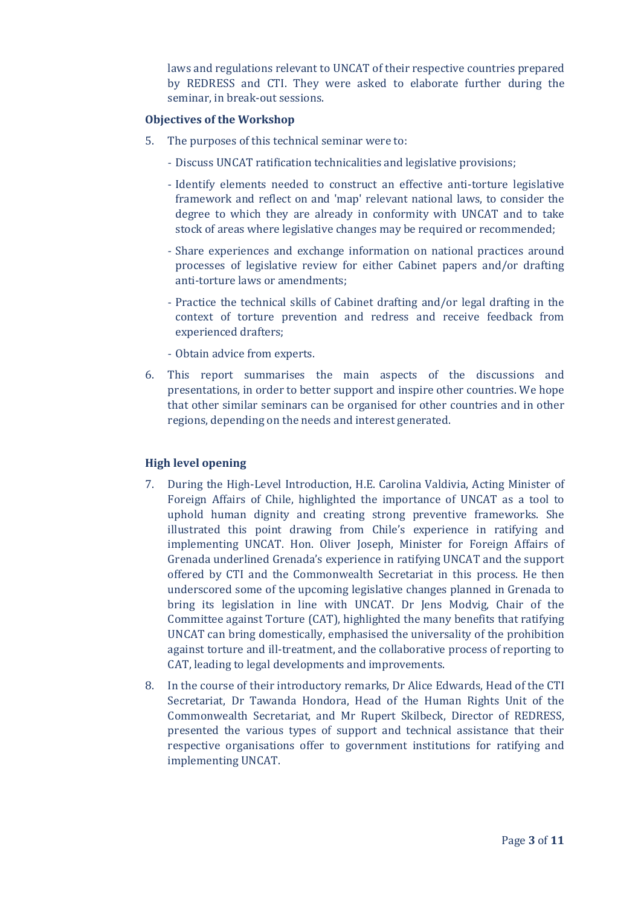laws and regulations relevant to UNCAT of their respective countries prepared by REDRESS and CTI. They were asked to elaborate further during the seminar, in break-out sessions.

### Objectives of the Workshop

5. The purposes of this technical seminar were to:

   - Discuss UNCAT ratification technicalities and legislative provisions;
   - Identify elements needed to construct an effective anti-torture legislative framework and reflect on and 'map' relevant national laws, to consider the degree to which they are already in conformity with UNCAT and to take stock of areas where legislative changes may be required or recommended;
   - Share experiences and exchange information on national practices around processes of legislative review for either Cabinet papers and/or drafting anti-torture laws or amendments;
   - Practice the technical skills of Cabinet drafting and/or legal drafting in the context of torture prevention and redress and receive feedback from experienced drafters;
   - Obtain advice from experts.

6. This report summarises the main aspects of the discussions and presentations, in order to better support and inspire other countries. We hope that other similar seminars can be organised for other countries and in other regions, depending on the needs and interest generated.

### High level opening

7. During the High-Level Introduction, H.E. Carolina Valdivia, Acting Minister of Foreign Affairs of Chile, highlighted the importance of UNCAT as a tool to uphold human dignity and creating strong preventive frameworks. She illustrated this point drawing from Chile's experience in ratifying and implementing UNCAT. Hon. Oliver Joseph, Minister for Foreign Affairs of Grenada underlined Grenada's experience in ratifying UNCAT and the support offered by CTI and the Commonwealth Secretariat in this process. He then underscored some of the upcoming legislative changes planned in Grenada to bring its legislation in line with UNCAT. Dr Jens Modvig, Chair of the Committee against Torture (CAT), highlighted the many benefits that ratifying UNCAT can bring domestically, emphasised the universality of the prohibition against torture and ill-treatment, and the collaborative process of reporting to CAT, leading to legal developments and improvements.

8. In the course of their introductory remarks, Dr Alice Edwards, Head of the CTI Secretariat, Dr Tawanda Hondora, Head of the Human Rights Unit of the Commonwealth Secretariat, and Mr Rupert Skilbeck, Director of REDRESS, presented the various types of support and technical assistance that their respective organisations offer to government institutions for ratifying and implementing UNCAT.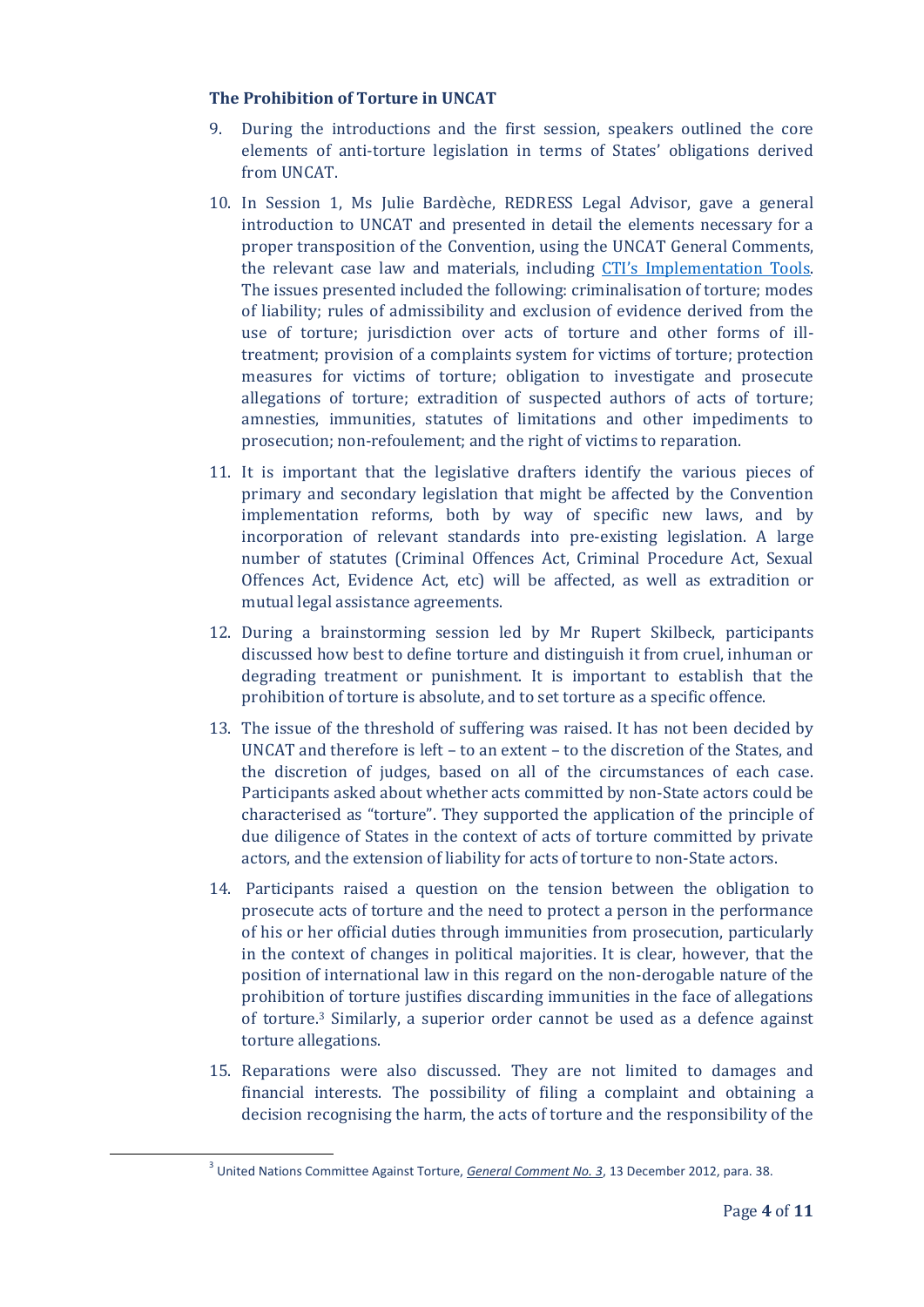### The Prohibition of Torture in UNCAT

9. During the introductions and the first session, speakers outlined the core elements of anti-torture legislation in terms of States' obligations derived from UNCAT.

10. In Session 1, Ms Julie Bardèche, REDRESS Legal Advisor, gave a general introduction to UNCAT and presented in detail the elements necessary for a proper transposition of the Convention, using the UNCAT General Comments, the relevant case law and materials, including [CTI's Implementation Tools](). The issues presented included the following: criminalisation of torture; modes of liability; rules of admissibility and exclusion of evidence derived from the use of torture; jurisdiction over acts of torture and other forms of ill-treatment; provision of a complaints system for victims of torture; protection measures for victims of torture; obligation to investigate and prosecute allegations of torture; extradition of suspected authors of acts of torture; amnesties, immunities, statutes of limitations and other impediments to prosecution; non-refoulement; and the right of victims to reparation.

11. It is important that the legislative drafters identify the various pieces of primary and secondary legislation that might be affected by the Convention implementation reforms, both by way of specific new laws, and by incorporation of relevant standards into pre-existing legislation. A large number of statutes (Criminal Offences Act, Criminal Procedure Act, Sexual Offences Act, Evidence Act, etc) will be affected, as well as extradition or mutual legal assistance agreements.

12. During a brainstorming session led by Mr Rupert Skilbeck, participants discussed how best to define torture and distinguish it from cruel, inhuman or degrading treatment or punishment. It is important to establish that the prohibition of torture is absolute, and to set torture as a specific offence.

13. The issue of the threshold of suffering was raised. It has not been decided by UNCAT and therefore is left – to an extent – to the discretion of the States, and the discretion of judges, based on all of the circumstances of each case. Participants asked about whether acts committed by non-State actors could be characterised as "torture". They supported the application of the principle of due diligence of States in the context of acts of torture committed by private actors, and the extension of liability for acts of torture to non-State actors.

14. Participants raised a question on the tension between the obligation to prosecute acts of torture and the need to protect a person in the performance of his or her official duties through immunities from prosecution, particularly in the context of changes in political majorities. It is clear, however, that the position of international law in this regard on the non-derogable nature of the prohibition of torture justifies discarding immunities in the face of allegations of torture.[3] Similarly, a superior order cannot be used as a defence against torture allegations.

15. Reparations were also discussed. They are not limited to damages and financial interests. The possibility of filing a complaint and obtaining a decision recognising the harm, the acts of torture and the responsibility of the

---

[3] United Nations Committee Against Torture, *General Comment No. 3*, 13 December 2012, para. 38.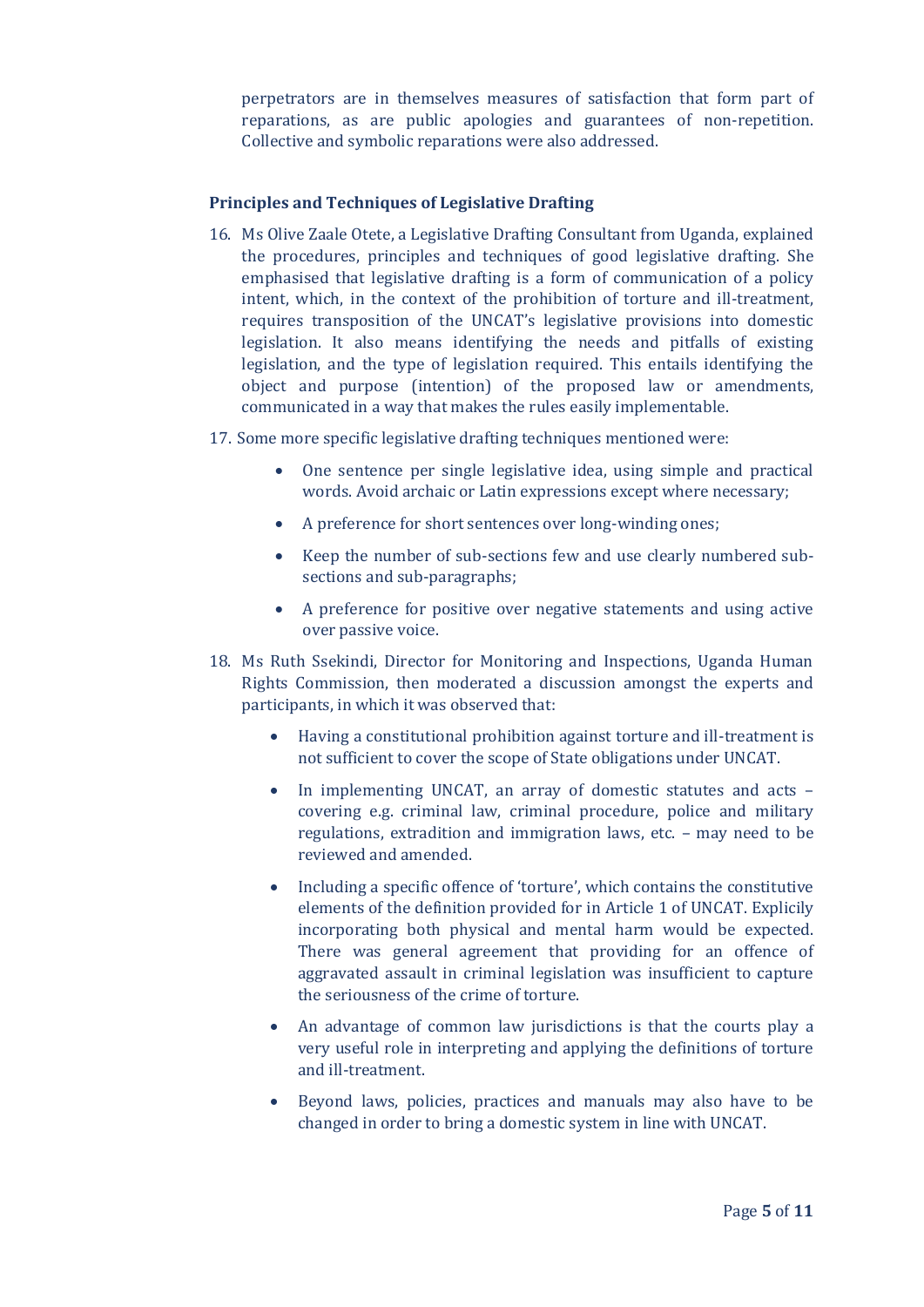perpetrators are in themselves measures of satisfaction that form part of reparations, as are public apologies and guarantees of non-repetition. Collective and symbolic reparations were also addressed.

### Principles and Techniques of Legislative Drafting

16. Ms Olive Zaale Otete, a Legislative Drafting Consultant from Uganda, explained the procedures, principles and techniques of good legislative drafting. She emphasised that legislative drafting is a form of communication of a policy intent, which, in the context of the prohibition of torture and ill-treatment, requires transposition of the UNCAT's legislative provisions into domestic legislation. It also means identifying the needs and pitfalls of existing legislation, and the type of legislation required. This entails identifying the object and purpose (intention) of the proposed law or amendments, communicated in a way that makes the rules easily implementable.

17. Some more specific legislative drafting techniques mentioned were:

    - One sentence per single legislative idea, using simple and practical words. Avoid archaic or Latin expressions except where necessary;
    - A preference for short sentences over long-winding ones;
    - Keep the number of sub-sections few and use clearly numbered sub-sections and sub-paragraphs;
    - A preference for positive over negative statements and using active over passive voice.

18. Ms Ruth Ssekindi, Director for Monitoring and Inspections, Uganda Human Rights Commission, then moderated a discussion amongst the experts and participants, in which it was observed that:

    - Having a constitutional prohibition against torture and ill-treatment is not sufficient to cover the scope of State obligations under UNCAT.
    - In implementing UNCAT, an array of domestic statutes and acts – covering e.g. criminal law, criminal procedure, police and military regulations, extradition and immigration laws, etc. – may need to be reviewed and amended.
    - Including a specific offence of 'torture', which contains the constitutive elements of the definition provided for in Article 1 of UNCAT. Explicitly incorporating both physical and mental harm would be expected. There was general agreement that providing for an offence of aggravated assault in criminal legislation was insufficient to capture the seriousness of the crime of torture.
    - An advantage of common law jurisdictions is that the courts play a very useful role in interpreting and applying the definitions of torture and ill-treatment.
    - Beyond laws, policies, practices and manuals may also have to be changed in order to bring a domestic system in line with UNCAT.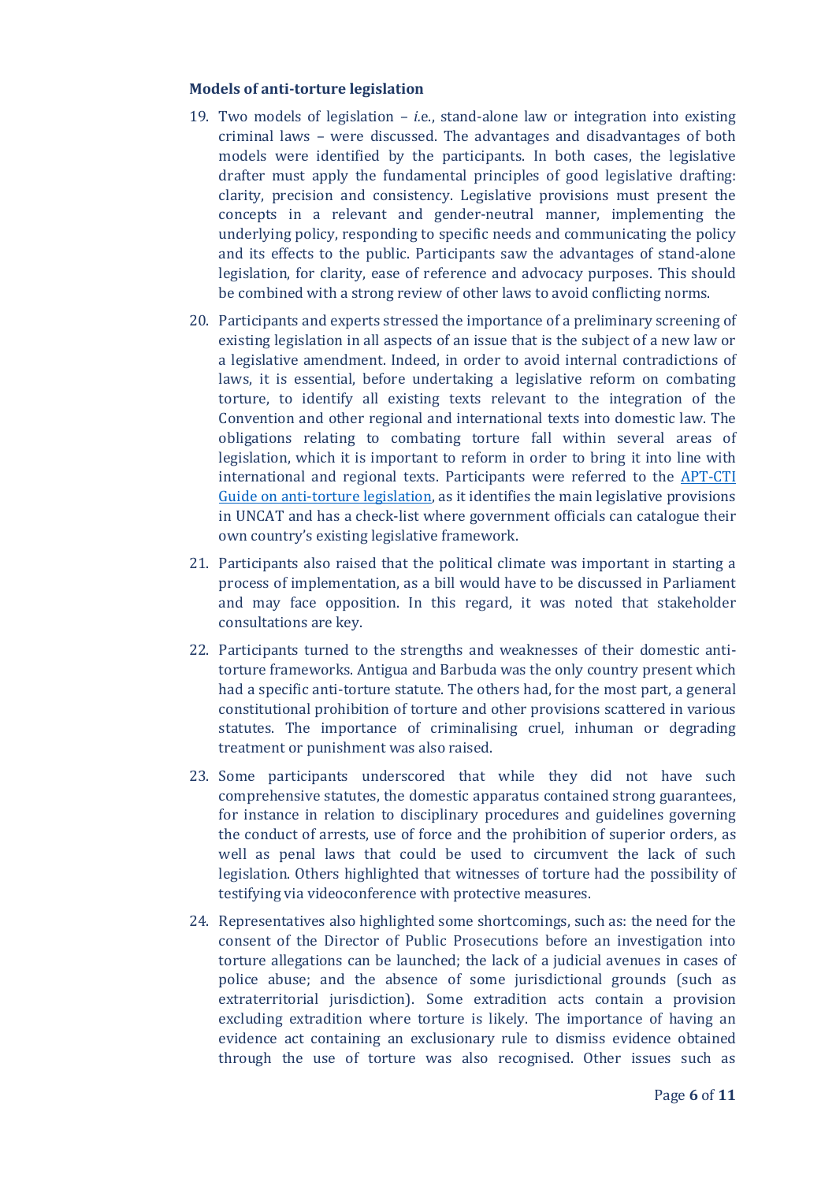**Models of anti-torture legislation**

19. Two models of legislation – *i.e.*, stand-alone law or integration into existing criminal laws – were discussed. The advantages and disadvantages of both models were identified by the participants. In both cases, the legislative drafter must apply the fundamental principles of good legislative drafting: clarity, precision and consistency. Legislative provisions must present the concepts in a relevant and gender-neutral manner, implementing the underlying policy, responding to specific needs and communicating the policy and its effects to the public. Participants saw the advantages of stand-alone legislation, for clarity, ease of reference and advocacy purposes. This should be combined with a strong review of other laws to avoid conflicting norms.

20. Participants and experts stressed the importance of a preliminary screening of existing legislation in all aspects of an issue that is the subject of a new law or a legislative amendment. Indeed, in order to avoid internal contradictions of laws, it is essential, before undertaking a legislative reform on combating torture, to identify all existing texts relevant to the integration of the Convention and other regional and international texts into domestic law. The obligations relating to combating torture fall within several areas of legislation, which it is important to reform in order to bring it into line with international and regional texts. Participants were referred to the [APT-CTI Guide on anti-torture legislation](), as it identifies the main legislative provisions in UNCAT and has a check-list where government officials can catalogue their own country's existing legislative framework.

21. Participants also raised that the political climate was important in starting a process of implementation, as a bill would have to be discussed in Parliament and may face opposition. In this regard, it was noted that stakeholder consultations are key.

22. Participants turned to the strengths and weaknesses of their domestic anti-torture frameworks. Antigua and Barbuda was the only country present which had a specific anti-torture statute. The others had, for the most part, a general constitutional prohibition of torture and other provisions scattered in various statutes. The importance of criminalising cruel, inhuman or degrading treatment or punishment was also raised.

23. Some participants underscored that while they did not have such comprehensive statutes, the domestic apparatus contained strong guarantees, for instance in relation to disciplinary procedures and guidelines governing the conduct of arrests, use of force and the prohibition of superior orders, as well as penal laws that could be used to circumvent the lack of such legislation. Others highlighted that witnesses of torture had the possibility of testifying via videoconference with protective measures.

24. Representatives also highlighted some shortcomings, such as: the need for the consent of the Director of Public Prosecutions before an investigation into torture allegations can be launched; the lack of a judicial avenues in cases of police abuse; and the absence of some jurisdictional grounds (such as extraterritorial jurisdiction). Some extradition acts contain a provision excluding extradition where torture is likely. The importance of having an evidence act containing an exclusionary rule to dismiss evidence obtained through the use of torture was also recognised. Other issues such as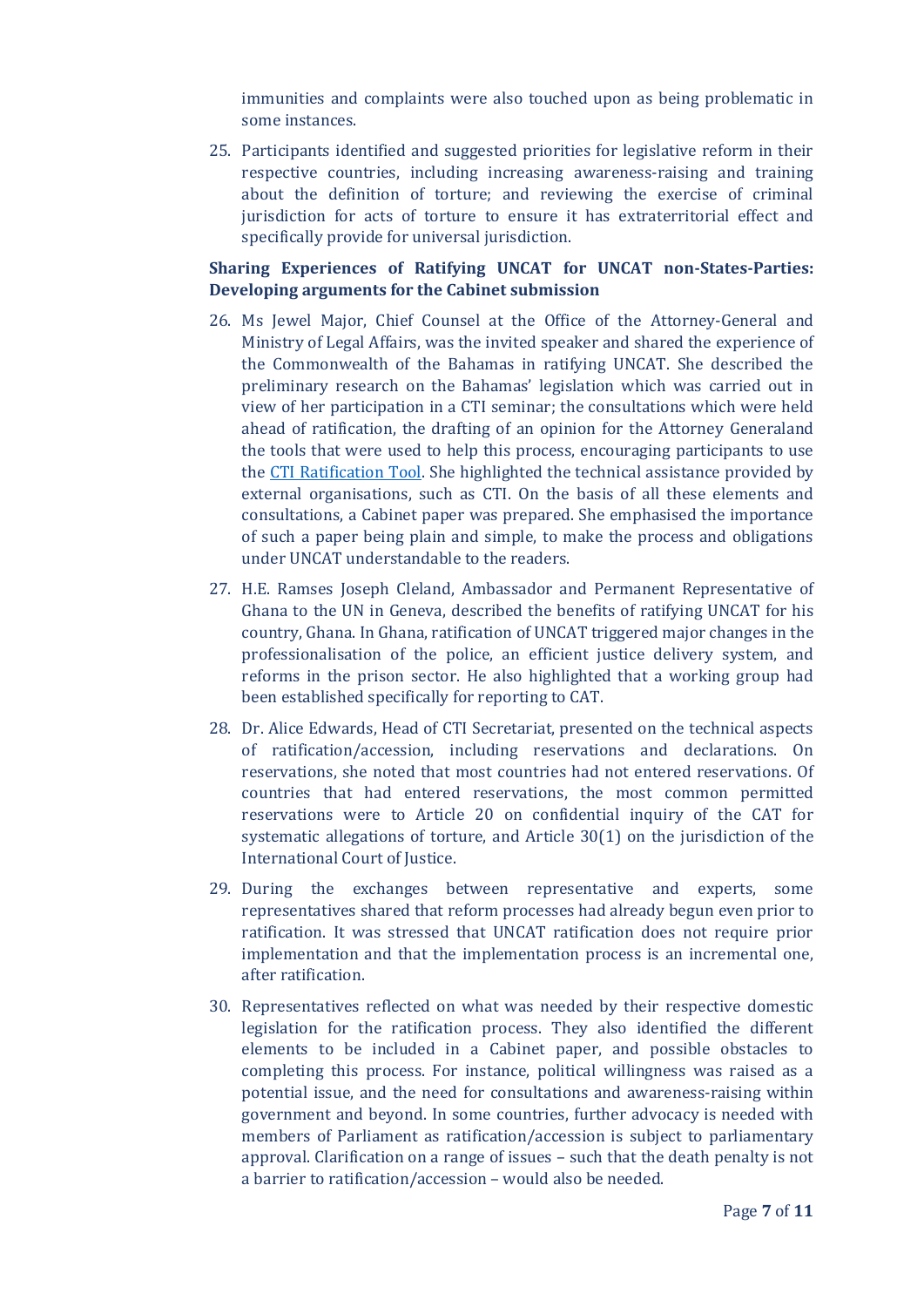immunities and complaints were also touched upon as being problematic in some instances.

25. Participants identified and suggested priorities for legislative reform in their respective countries, including increasing awareness-raising and training about the definition of torture; and reviewing the exercise of criminal jurisdiction for acts of torture to ensure it has extraterritorial effect and specifically provide for universal jurisdiction.

**Sharing Experiences of Ratifying UNCAT for UNCAT non-States-Parties: Developing arguments for the Cabinet submission**

26. Ms Jewel Major, Chief Counsel at the Office of the Attorney-General and Ministry of Legal Affairs, was the invited speaker and shared the experience of the Commonwealth of the Bahamas in ratifying UNCAT. She described the preliminary research on the Bahamas' legislation which was carried out in view of her participation in a CTI seminar; the consultations which were held ahead of ratification, the drafting of an opinion for the Attorney Generaland the tools that were used to help this process, encouraging participants to use the CTI Ratification Tool. She highlighted the technical assistance provided by external organisations, such as CTI. On the basis of all these elements and consultations, a Cabinet paper was prepared. She emphasised the importance of such a paper being plain and simple, to make the process and obligations under UNCAT understandable to the readers.

27. H.E. Ramses Joseph Cleland, Ambassador and Permanent Representative of Ghana to the UN in Geneva, described the benefits of ratifying UNCAT for his country, Ghana. In Ghana, ratification of UNCAT triggered major changes in the professionalisation of the police, an efficient justice delivery system, and reforms in the prison sector. He also highlighted that a working group had been established specifically for reporting to CAT.

28. Dr. Alice Edwards, Head of CTI Secretariat, presented on the technical aspects of ratification/accession, including reservations and declarations. On reservations, she noted that most countries had not entered reservations. Of countries that had entered reservations, the most common permitted reservations were to Article 20 on confidential inquiry of the CAT for systematic allegations of torture, and Article 30(1) on the jurisdiction of the International Court of Justice.

29. During the exchanges between representative and experts, some representatives shared that reform processes had already begun even prior to ratification. It was stressed that UNCAT ratification does not require prior implementation and that the implementation process is an incremental one, after ratification.

30. Representatives reflected on what was needed by their respective domestic legislation for the ratification process. They also identified the different elements to be included in a Cabinet paper, and possible obstacles to completing this process. For instance, political willingness was raised as a potential issue, and the need for consultations and awareness-raising within government and beyond. In some countries, further advocacy is needed with members of Parliament as ratification/accession is subject to parliamentary approval. Clarification on a range of issues – such that the death penalty is not a barrier to ratification/accession – would also be needed.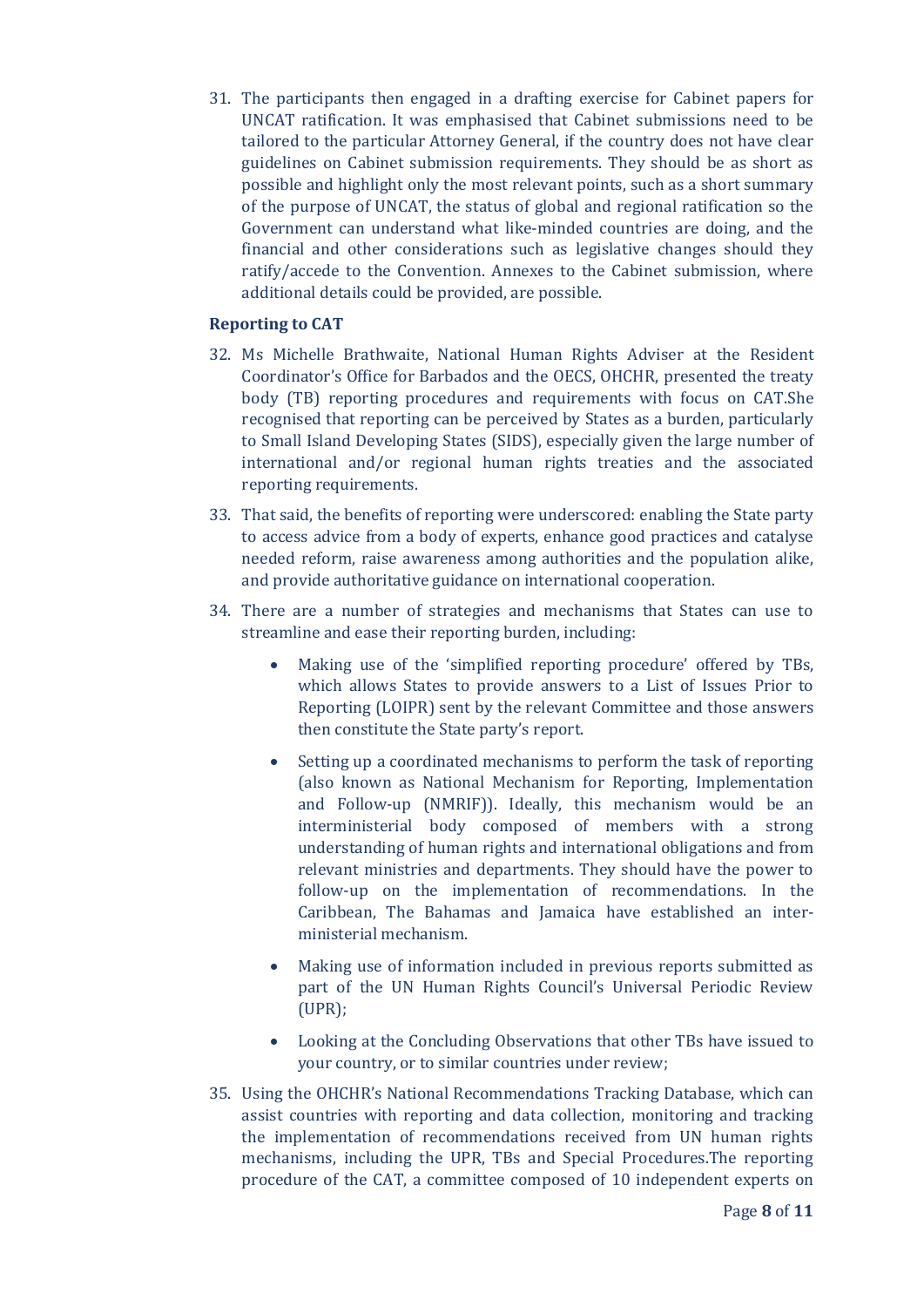31. The participants then engaged in a drafting exercise for Cabinet papers for UNCAT ratification. It was emphasised that Cabinet submissions need to be tailored to the particular Attorney General, if the country does not have clear guidelines on Cabinet submission requirements. They should be as short as possible and highlight only the most relevant points, such as a short summary of the purpose of UNCAT, the status of global and regional ratification so the Government can understand what like-minded countries are doing, and the financial and other considerations such as legislative changes should they ratify/accede to the Convention. Annexes to the Cabinet submission, where additional details could be provided, are possible.

**Reporting to CAT**

32. Ms Michelle Brathwaite, National Human Rights Adviser at the Resident Coordinator's Office for Barbados and the OECS, OHCHR, presented the treaty body (TB) reporting procedures and requirements with focus on CAT.She recognised that reporting can be perceived by States as a burden, particularly to Small Island Developing States (SIDS), especially given the large number of international and/or regional human rights treaties and the associated reporting requirements.

33. That said, the benefits of reporting were underscored: enabling the State party to access advice from a body of experts, enhance good practices and catalyse needed reform, raise awareness among authorities and the population alike, and provide authoritative guidance on international cooperation.

34. There are a number of strategies and mechanisms that States can use to streamline and ease their reporting burden, including:

    - Making use of the 'simplified reporting procedure' offered by TBs, which allows States to provide answers to a List of Issues Prior to Reporting (LOIPR) sent by the relevant Committee and those answers then constitute the State party's report.
    - Setting up a coordinated mechanisms to perform the task of reporting (also known as National Mechanism for Reporting, Implementation and Follow-up (NMRIF)). Ideally, this mechanism would be an interministerial body composed of members with a strong understanding of human rights and international obligations and from relevant ministries and departments. They should have the power to follow-up on the implementation of recommendations. In the Caribbean, The Bahamas and Jamaica have established an inter-ministerial mechanism.
    - Making use of information included in previous reports submitted as part of the UN Human Rights Council's Universal Periodic Review (UPR);
    - Looking at the Concluding Observations that other TBs have issued to your country, or to similar countries under review;

35. Using the OHCHR's National Recommendations Tracking Database, which can assist countries with reporting and data collection, monitoring and tracking the implementation of recommendations received from UN human rights mechanisms, including the UPR, TBs and Special Procedures.The reporting procedure of the CAT, a committee composed of 10 independent experts on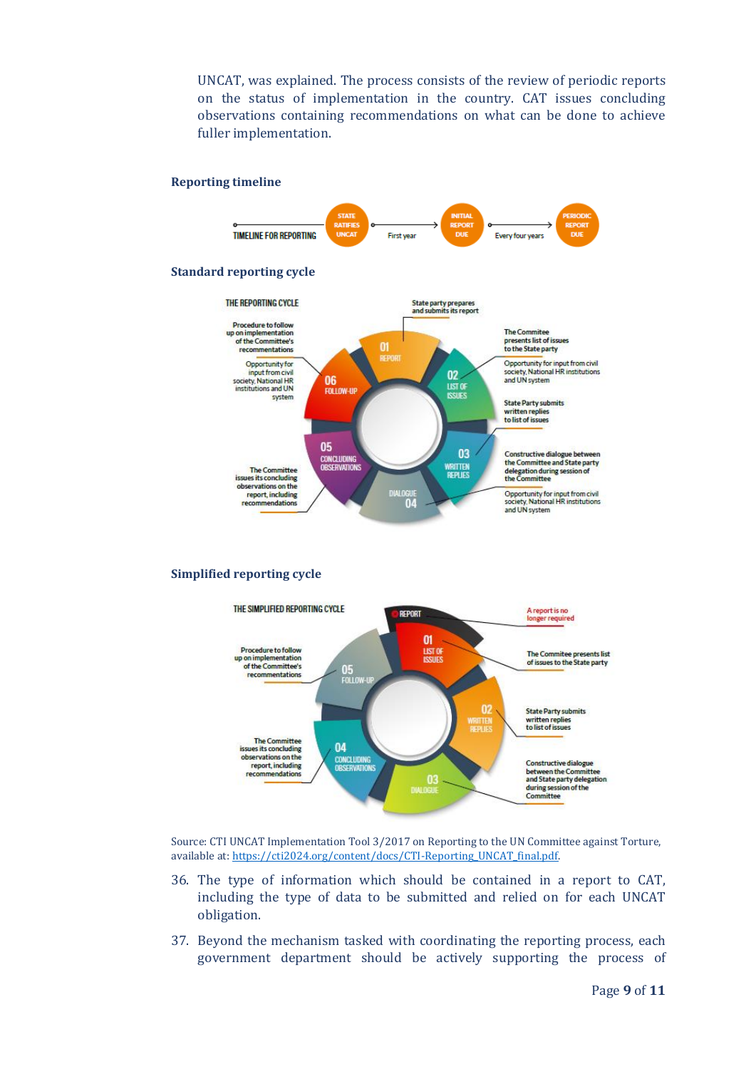UNCAT, was explained. The process consists of the review of periodic reports on the status of implementation in the country. CAT issues concluding observations containing recommendations on what can be done to achieve fuller implementation.

**Reporting timeline**

TIMELINE FOR REPORTING → STATE RATIFIES UNCAT → First year → INITIAL REPORT DUE → Every four years → PERIODIC REPORT DUE

**Standard reporting cycle**

THE REPORTING CYCLE

- 01 REPORT: State party prepares and submits its report
- 02 LIST OF ISSUES: The Commitee presents list of issues to the State party; Opportunity for input from civil society, National HR institutions and UN system
- 03 WRITTEN REPLIES: State Party submits written replies to list of issues
- 04 DIALOGUE: Constructive dialogue between the Committee and State party delegation during session of the Committee; Opportunity for input from civil society, National HR institutions and UN system
- 05 CONCLUDING OBSERVATIONS: The Committee issues its concluding observations on the report, including recommendations
- 06 FOLLOW-UP: Procedure to follow up on implementation of the Committee's recommendations; Opportunity for input from civil society, National HR institutions and UN system

**Simplified reporting cycle**

THE SIMPLIFIED REPORTING CYCLE

- REPORT: A report is no longer required
- 01 LIST OF ISSUES: The Commitee presents list of issues to the State party
- 02 WRITTEN REPLIES: State Party submits written replies to list of issues
- 03 DIALOGUE: Constructive dialogue between the Committee and State party delegation during session of the Committee
- 04 CONCLUDING OBSERVATIONS: The Committee issues its concluding observations on the report, including recommendations
- 05 FOLLOW-UP: Procedure to follow up on implementation of the Committee's recommendations

Source: CTI UNCAT Implementation Tool 3/2017 on Reporting to the UN Committee against Torture, available at: https://cti2024.org/content/docs/CTI-Reporting_UNCAT_final.pdf.

36. The type of information which should be contained in a report to CAT, including the type of data to be submitted and relied on for each UNCAT obligation.

37. Beyond the mechanism tasked with coordinating the reporting process, each government department should be actively supporting the process of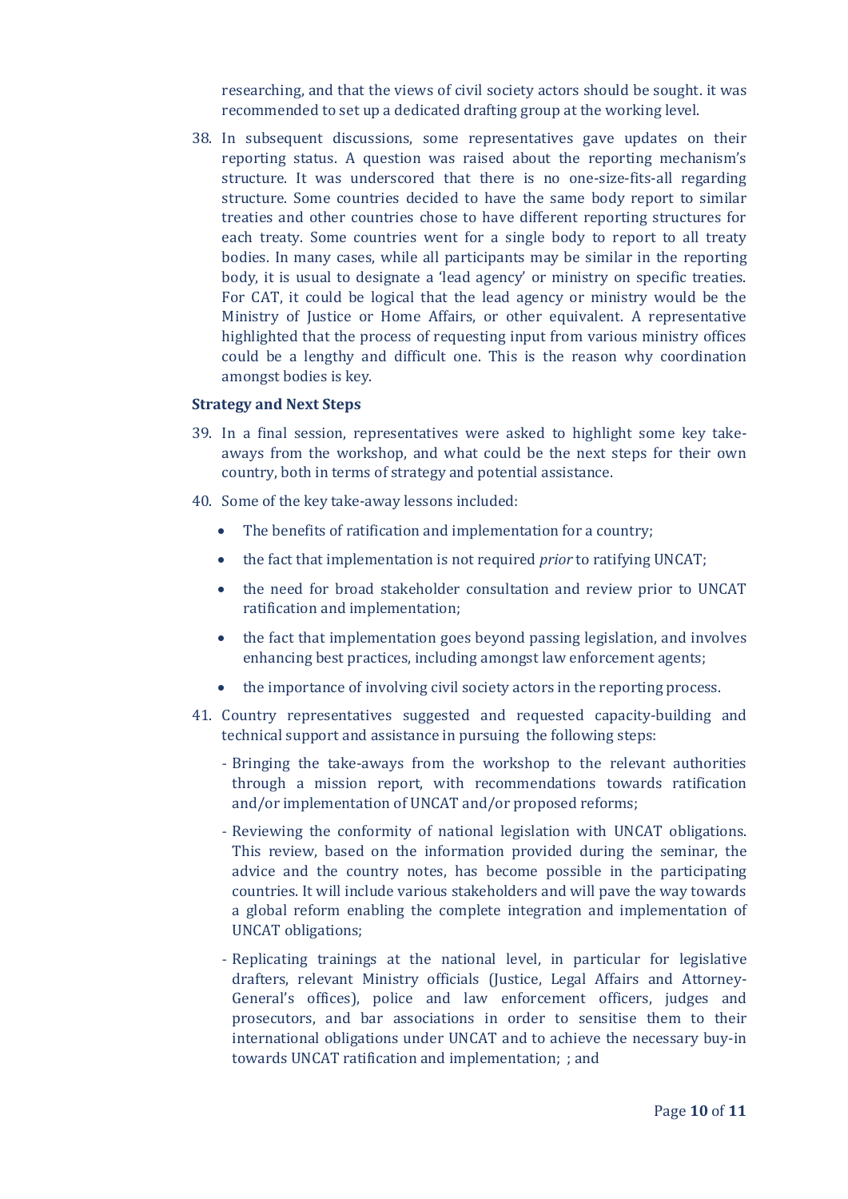researching, and that the views of civil society actors should be sought. it was recommended to set up a dedicated drafting group at the working level.

38. In subsequent discussions, some representatives gave updates on their reporting status. A question was raised about the reporting mechanism's structure. It was underscored that there is no one-size-fits-all regarding structure. Some countries decided to have the same body report to similar treaties and other countries chose to have different reporting structures for each treaty. Some countries went for a single body to report to all treaty bodies. In many cases, while all participants may be similar in the reporting body, it is usual to designate a 'lead agency' or ministry on specific treaties. For CAT, it could be logical that the lead agency or ministry would be the Ministry of Justice or Home Affairs, or other equivalent. A representative highlighted that the process of requesting input from various ministry offices could be a lengthy and difficult one. This is the reason why coordination amongst bodies is key.

### Strategy and Next Steps

39. In a final session, representatives were asked to highlight some key take-aways from the workshop, and what could be the next steps for their own country, both in terms of strategy and potential assistance.

40. Some of the key take-away lessons included:

    - The benefits of ratification and implementation for a country;
    - the fact that implementation is not required *prior* to ratifying UNCAT;
    - the need for broad stakeholder consultation and review prior to UNCAT ratification and implementation;
    - the fact that implementation goes beyond passing legislation, and involves enhancing best practices, including amongst law enforcement agents;
    - the importance of involving civil society actors in the reporting process.

41. Country representatives suggested and requested capacity-building and technical support and assistance in pursuing the following steps:

    - Bringing the take-aways from the workshop to the relevant authorities through a mission report, with recommendations towards ratification and/or implementation of UNCAT and/or proposed reforms;
    - Reviewing the conformity of national legislation with UNCAT obligations. This review, based on the information provided during the seminar, the advice and the country notes, has become possible in the participating countries. It will include various stakeholders and will pave the way towards a global reform enabling the complete integration and implementation of UNCAT obligations;
    - Replicating trainings at the national level, in particular for legislative drafters, relevant Ministry officials (Justice, Legal Affairs and Attorney-General's offices), police and law enforcement officers, judges and prosecutors, and bar associations in order to sensitise them to their international obligations under UNCAT and to achieve the necessary buy-in towards UNCAT ratification and implementation; ; and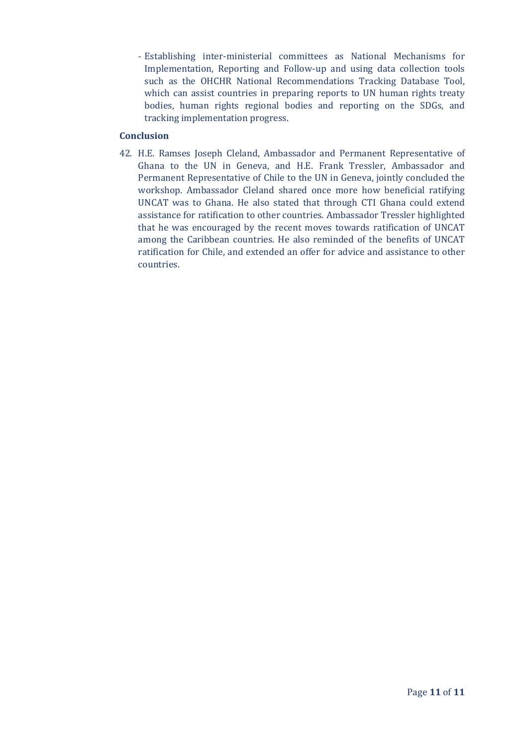- Establishing inter-ministerial committees as National Mechanisms for Implementation, Reporting and Follow-up and using data collection tools such as the OHCHR National Recommendations Tracking Database Tool, which can assist countries in preparing reports to UN human rights treaty bodies, human rights regional bodies and reporting on the SDGs, and tracking implementation progress.

**Conclusion**

42. H.E. Ramses Joseph Cleland, Ambassador and Permanent Representative of Ghana to the UN in Geneva, and H.E. Frank Tressler, Ambassador and Permanent Representative of Chile to the UN in Geneva, jointly concluded the workshop. Ambassador Cleland shared once more how beneficial ratifying UNCAT was to Ghana. He also stated that through CTI Ghana could extend assistance for ratification to other countries. Ambassador Tressler highlighted that he was encouraged by the recent moves towards ratification of UNCAT among the Caribbean countries. He also reminded of the benefits of UNCAT ratification for Chile, and extended an offer for advice and assistance to other countries.